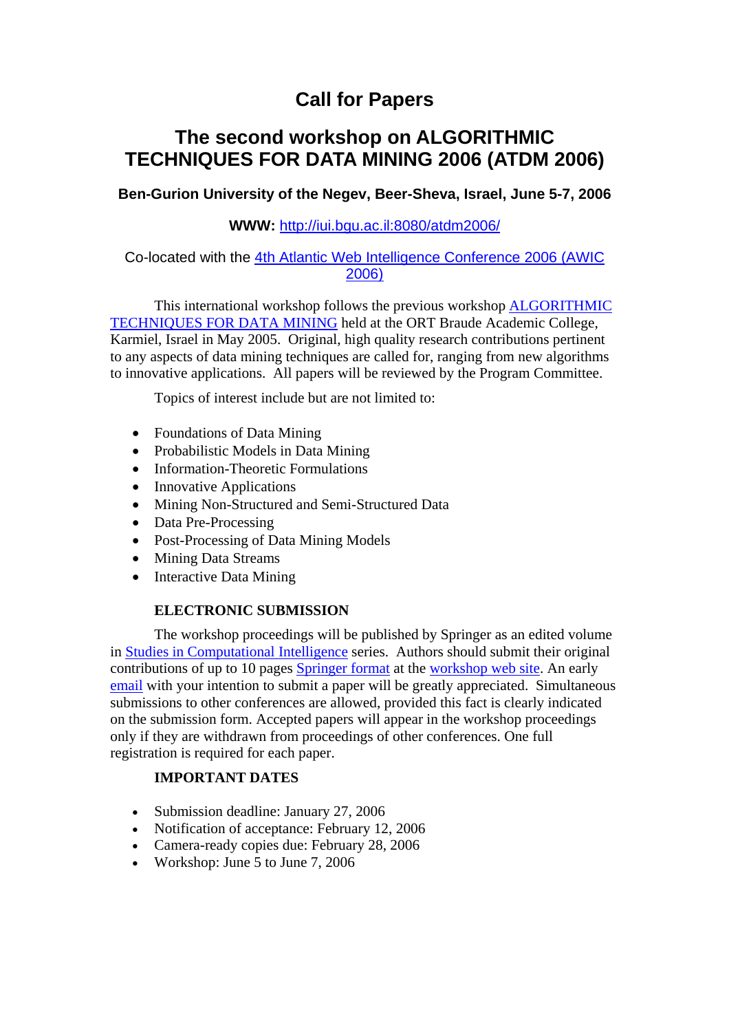# Call for Papers

## The second workshop on ALGORITHMIC TECHNIQUES FOR DATA MINING 2006 (ATDM 2006)

**Ben-Gurion University of the Negev, Beer-Sheva, Israel, June 5-7, 2006**

**WWW:** [http://iui.bgu.ac.il:8080/atdm2006/](http://iui.bgu.ac.il:8080/atdm2006/)

Co-located with the [4th Atlantic Web Intelligence Conference 2006 (AWIC 2006)]()

This international workshop follows the previous workshop [ALGORITHMIC TECHNIQUES FOR DATA MINING]() held at the ORT Braude Academic College, Karmiel, Israel in May 2005. Original, high quality research contributions pertinent to any aspects of data mining techniques are called for, ranging from new algorithms to innovative applications. All papers will be reviewed by the Program Committee.

Topics of interest include but are not limited to:

- Foundations of Data Mining
- Probabilistic Models in Data Mining
- Information-Theoretic Formulations
- Innovative Applications
- Mining Non-Structured and Semi-Structured Data
- Data Pre-Processing
- Post-Processing of Data Mining Models
- Mining Data Streams
- Interactive Data Mining

**ELECTRONIC SUBMISSION**

The workshop proceedings will be published by Springer as an edited volume in [Studies in Computational Intelligence]() series. Authors should submit their original contributions of up to 10 pages [Springer format]() at the [workshop web site](). An early [email]() with your intention to submit a paper will be greatly appreciated. Simultaneous submissions to other conferences are allowed, provided this fact is clearly indicated on the submission form. Accepted papers will appear in the workshop proceedings only if they are withdrawn from proceedings of other conferences. One full registration is required for each paper.

**IMPORTANT DATES**

- Submission deadline: January 27, 2006
- Notification of acceptance: February 12, 2006
- Camera-ready copies due: February 28, 2006
- Workshop: June 5 to June 7, 2006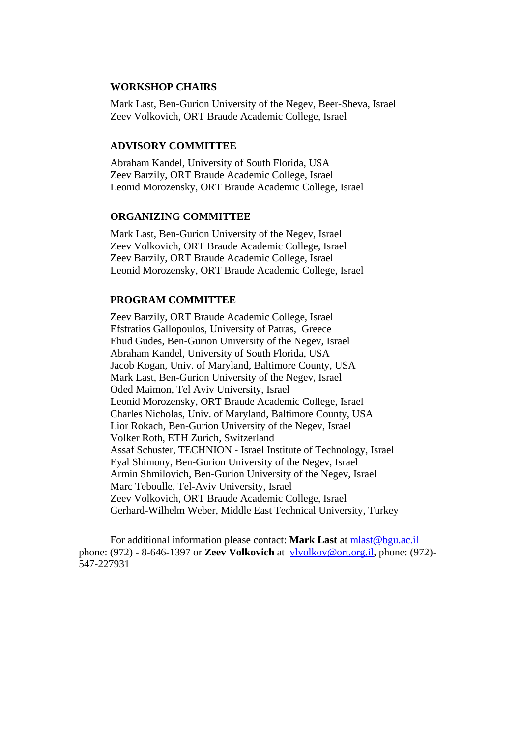### WORKSHOP CHAIRS

Mark Last, Ben-Gurion University of the Negev, Beer-Sheva, Israel
Zeev Volkovich, ORT Braude Academic College, Israel

### ADVISORY COMMITTEE

Abraham Kandel, University of South Florida, USA
Zeev Barzily, ORT Braude Academic College, Israel
Leonid Morozensky, ORT Braude Academic College, Israel

### ORGANIZING COMMITTEE

Mark Last, Ben-Gurion University of the Negev, Israel
Zeev Volkovich, ORT Braude Academic College, Israel
Zeev Barzily, ORT Braude Academic College, Israel
Leonid Morozensky, ORT Braude Academic College, Israel

### PROGRAM COMMITTEE

Zeev Barzily, ORT Braude Academic College, Israel
Efstratios Gallopoulos, University of Patras, Greece
Ehud Gudes, Ben-Gurion University of the Negev, Israel
Abraham Kandel, University of South Florida, USA
Jacob Kogan, Univ. of Maryland, Baltimore County, USA
Mark Last, Ben-Gurion University of the Negev, Israel
Oded Maimon, Tel Aviv University, Israel
Leonid Morozensky, ORT Braude Academic College, Israel
Charles Nicholas, Univ. of Maryland, Baltimore County, USA
Lior Rokach, Ben-Gurion University of the Negev, Israel
Volker Roth, ETH Zurich, Switzerland
Assaf Schuster, TECHNION - Israel Institute of Technology, Israel
Eyal Shimony, Ben-Gurion University of the Negev, Israel
Armin Shmilovich, Ben-Gurion University of the Negev, Israel
Marc Teboulle, Tel-Aviv University, Israel
Zeev Volkovich, ORT Braude Academic College, Israel
Gerhard-Wilhelm Weber, Middle East Technical University, Turkey

For additional information please contact: **Mark Last** at mlast@bgu.ac.il phone: (972) - 8-646-1397 or **Zeev Volkovich** at vlvolkov@ort.org.il, phone: (972)-547-227931